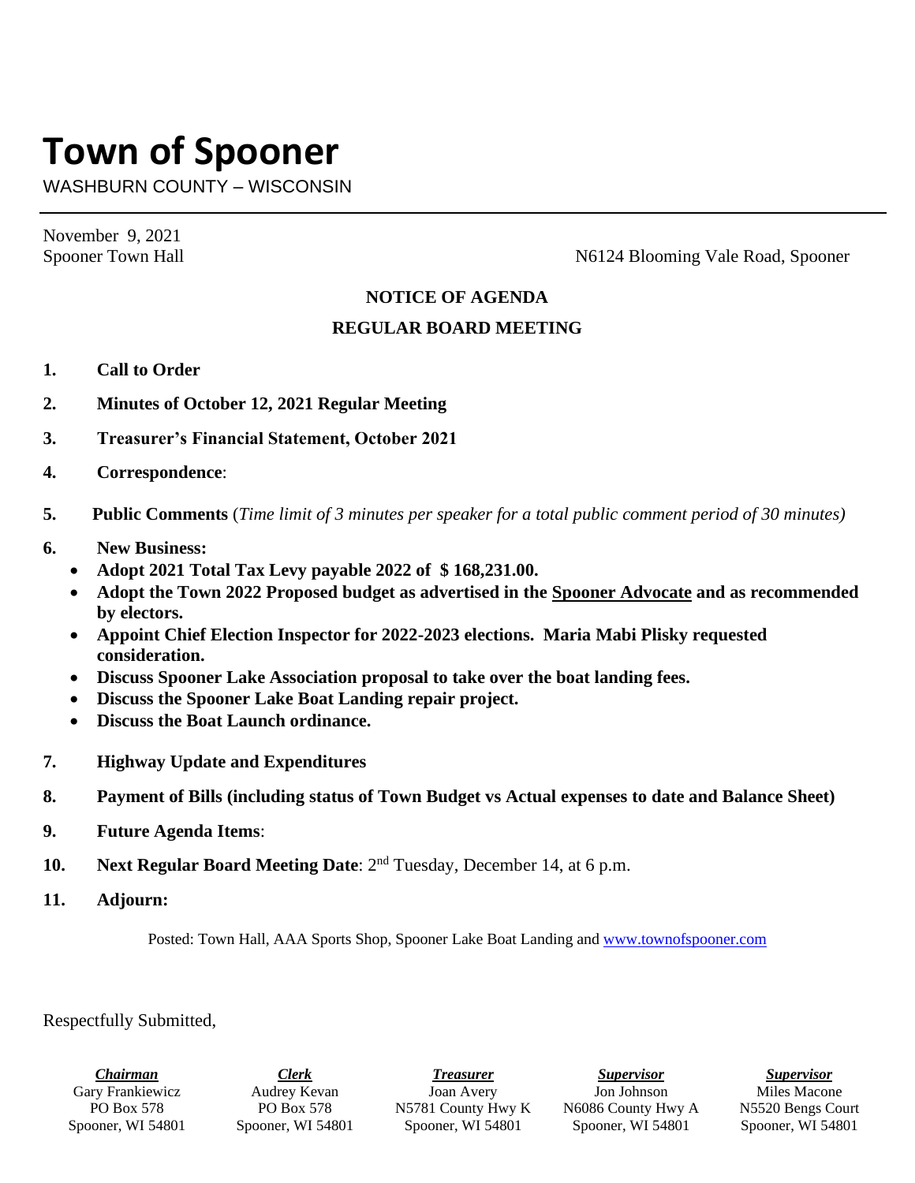# Town of Spooner

WASHBURN COUNTY – WISCONSIN

November 9, 2021

Spooner Town Hall — N6124 Blooming Vale Road, Spooner

**NOTICE OF AGENDA**

**REGULAR BOARD MEETING**

1. **Call to Order**
2. **Minutes of October 12, 2021 Regular Meeting**
3. **Treasurer's Financial Statement, October 2021**
4. **Correspondence**:
5. **Public Comments** (*Time limit of 3 minutes per speaker for a total public comment period of 30 minutes)*
6. **New Business:**
   - **Adopt 2021 Total Tax Levy payable 2022 of $ 168,231.00.**
   - **Adopt the Town 2022 Proposed budget as advertised in the Spooner Advocate and as recommended by electors.**
   - **Appoint Chief Election Inspector for 2022-2023 elections. Maria Mabi Plisky requested consideration.**
   - **Discuss Spooner Lake Association proposal to take over the boat landing fees.**
   - **Discuss the Spooner Lake Boat Landing repair project.**
   - **Discuss the Boat Launch ordinance.**
7. **Highway Update and Expenditures**
8. **Payment of Bills (including status of Town Budget vs Actual expenses to date and Balance Sheet)**
9. **Future Agenda Items**:
10. **Next Regular Board Meeting Date**: 2nd Tuesday, December 14, at 6 p.m.
11. **Adjourn:**

Posted: Town Hall, AAA Sports Shop, Spooner Lake Boat Landing and www.townofspooner.com

Respectfully Submitted,

| ***Chairman*** | ***Clerk*** | ***Treasurer*** | ***Supervisor*** | ***Supervisor*** |
|---|---|---|---|---|
| Gary Frankiewicz | Audrey Kevan | Joan Avery | Jon Johnson | Miles Macone |
| PO Box 578 | PO Box 578 | N5781 County Hwy K | N6086 County Hwy A | N5520 Bengs Court |
| Spooner, WI 54801 | Spooner, WI 54801 | Spooner, WI 54801 | Spooner, WI 54801 | Spooner, WI 54801 |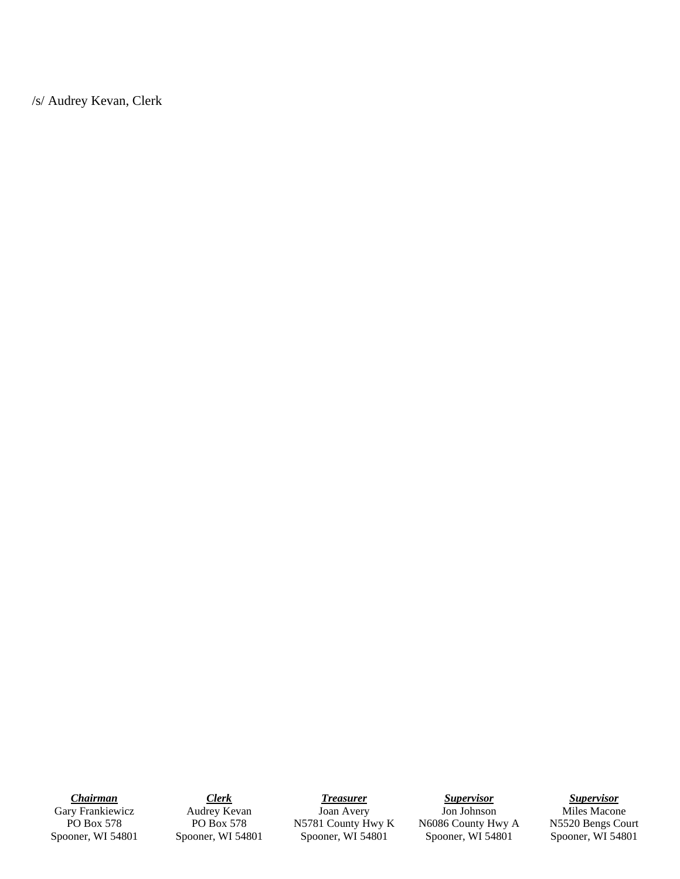/s/ Audrey Kevan, Clerk

| ***Chairman*** | ***Clerk*** | ***Treasurer*** | ***Supervisor*** | ***Supervisor*** |
|---|---|---|---|---|
| Gary Frankiewicz | Audrey Kevan | Joan Avery | Jon Johnson | Miles Macone |
| PO Box 578 | PO Box 578 | N5781 County Hwy K | N6086 County Hwy A | N5520 Bengs Court |
| Spooner, WI 54801 | Spooner, WI 54801 | Spooner, WI 54801 | Spooner, WI 54801 | Spooner, WI 54801 |